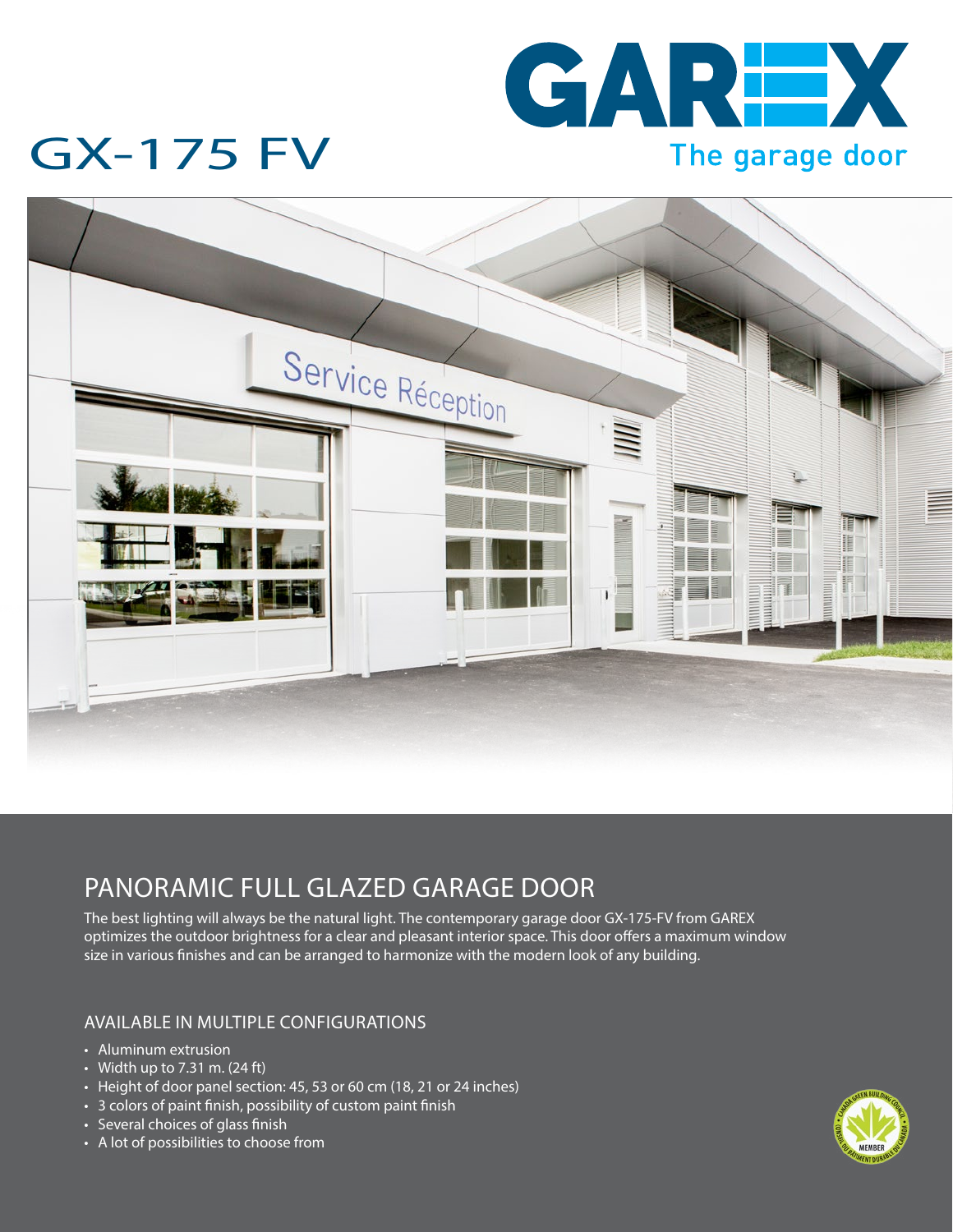# GX-175 FV

GAREX

The garage door

## PANORAMIC FULL GLAZED GARAGE DOOR

The best lighting will always be the natural light. The contemporary garage door GX-175-FV from GAREX optimizes the outdoor brightness for a clear and pleasant interior space. This door offers a maximum window size in various finishes and can be arranged to harmonize with the modern look of any building.

### AVAILABLE IN MULTIPLE CONFIGURATIONS

- Aluminum extrusion
- Width up to 7.31 m. (24 ft)
- Height of door panel section: 45, 53 or 60 cm (18, 21 or 24 inches)
- 3 colors of paint finish, possibility of custom paint finish
- Several choices of glass finish
- A lot of possibilities to choose from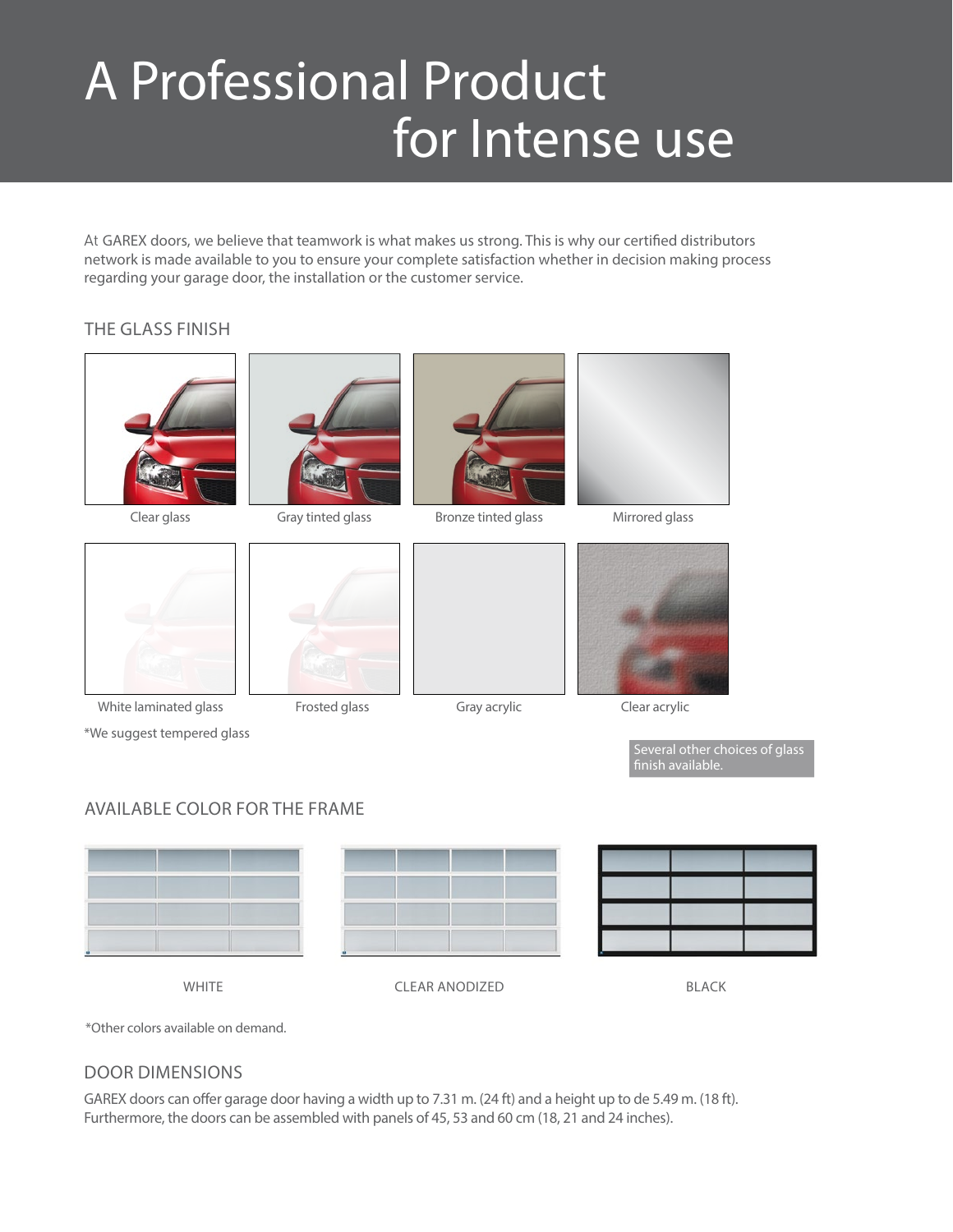# A Professional Product for Intense use

At GAREX doors, we believe that teamwork is what makes us strong. This is why our certified distributors network is made available to you to ensure your complete satisfaction whether in decision making process regarding your garage door, the installation or the customer service.

## THE GLASS FINISH

Clear glass

Gray tinted glass

Bronze tinted glass

Mirrored glass

White laminated glass

Frosted glass

Gray acrylic

Clear acrylic

*We suggest tempered glass

Several other choices of glass finish available.

## AVAILABLE COLOR FOR THE FRAME

WHITE

CLEAR ANODIZED

BLACK

*Other colors available on demand.

## DOOR DIMENSIONS

GAREX doors can offer garage door having a width up to 7.31 m. (24 ft) and a height up to de 5.49 m. (18 ft). Furthermore, the doors can be assembled with panels of 45, 53 and 60 cm (18, 21 and 24 inches).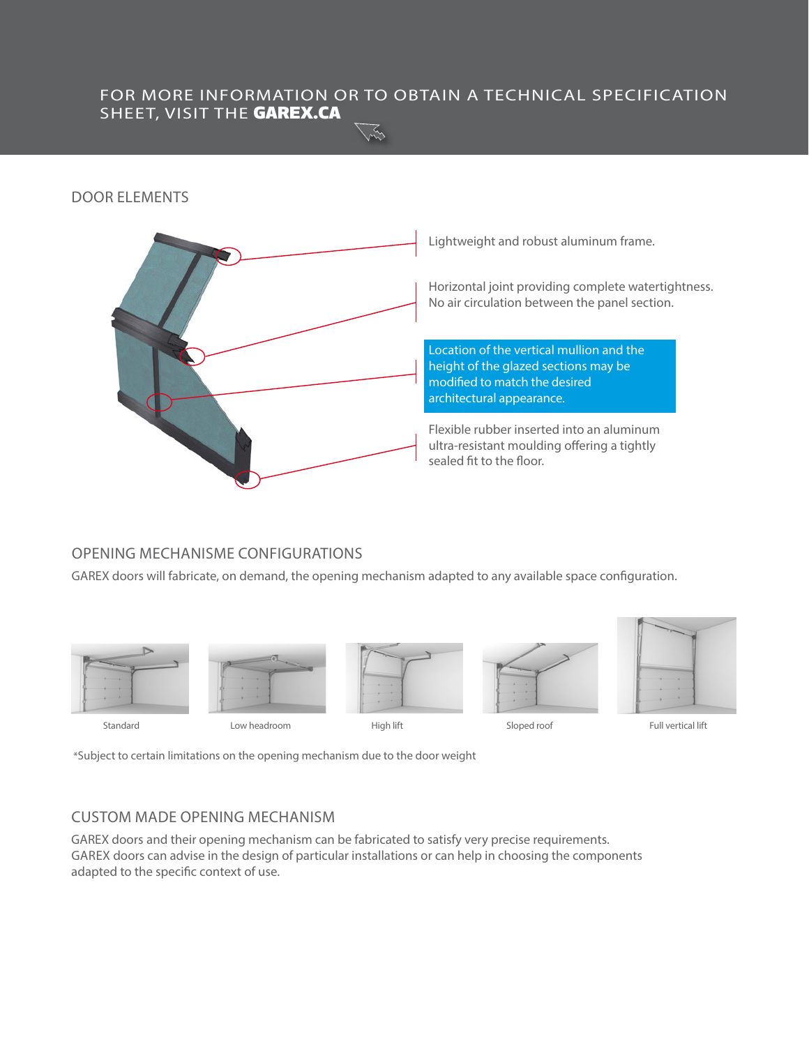FOR MORE INFORMATION OR TO OBTAIN A TECHNICAL SPECIFICATION SHEET, VISIT THE **GAREX.CA**

## DOOR ELEMENTS

Lightweight and robust aluminum frame.

Horizontal joint providing complete watertightness. No air circulation between the panel section.

Location of the vertical mullion and the height of the glazed sections may be modified to match the desired architectural appearance.

Flexible rubber inserted into an aluminum ultra-resistant moulding offering a tightly sealed fit to the floor.

## OPENING MECHANISME CONFIGURATIONS

GAREX doors will fabricate, on demand, the opening mechanism adapted to any available space configuration.

Standard

Low headroom

High lift

Sloped roof

Full vertical lift

*Subject to certain limitations on the opening mechanism due to the door weight

## CUSTOM MADE OPENING MECHANISM

GAREX doors and their opening mechanism can be fabricated to satisfy very precise requirements. GAREX doors can advise in the design of particular installations or can help in choosing the components adapted to the specific context of use.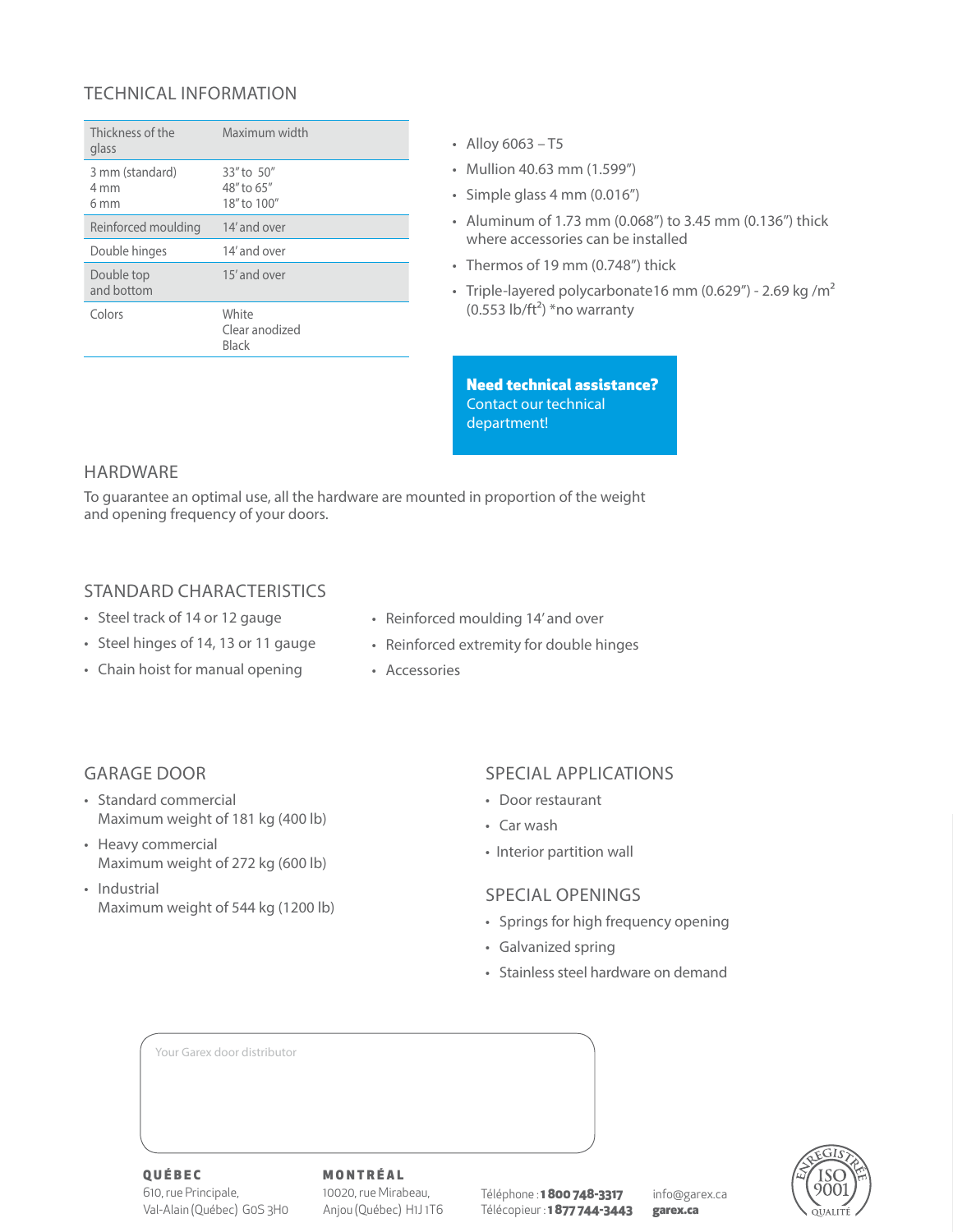## TECHNICAL INFORMATION

| Thickness of the glass | Maximum width |
|---|---|
| 3 mm (standard)<br>4 mm<br>6 mm | 33" to 50"<br>48" to 65"<br>18" to 100" |
| Reinforced moulding | 14' and over |
| Double hinges | 14' and over |
| Double top and bottom | 15' and over |
| Colors | White<br>Clear anodized<br>Black |

- Alloy 6063 – T5
- Mullion 40.63 mm (1.599")
- Simple glass 4 mm (0.016")
- Aluminum of 1.73 mm (0.068") to 3.45 mm (0.136") thick where accessories can be installed
- Thermos of 19 mm (0.748") thick
- Triple-layered polycarbonate16 mm (0.629") - 2.69 kg /m$^2$ (0.553 lb/ft$^2$) *no warranty

**Need technical assistance?**
Contact our technical department!

## HARDWARE

To guarantee an optimal use, all the hardware are mounted in proportion of the weight and opening frequency of your doors.

## STANDARD CHARACTERISTICS

- Steel track of 14 or 12 gauge
- Steel hinges of 14, 13 or 11 gauge
- Chain hoist for manual opening
- Reinforced moulding 14' and over
- Reinforced extremity for double hinges
- Accessories

## GARAGE DOOR

- Standard commercial
  Maximum weight of 181 kg (400 lb)
- Heavy commercial
  Maximum weight of 272 kg (600 lb)
- Industrial
  Maximum weight of 544 kg (1200 lb)

## SPECIAL APPLICATIONS

- Door restaurant
- Car wash
- Interior partition wall

## SPECIAL OPENINGS

- Springs for high frequency opening
- Galvanized spring
- Stainless steel hardware on demand

Your Garex door distributor

**QUÉBEC**
610, rue Principale,
Val-Alain (Québec) G0S 3H0

**MONTRÉAL**
10020, rue Mirabeau,
Anjou (Québec) H1J 1T6

Téléphone : **1 800 748-3317**
Télécopieur : **1 877 744-3443**

info@garex.ca
**garex.ca**

ENREGISTRÉE ISO 9001 QUALITÉ